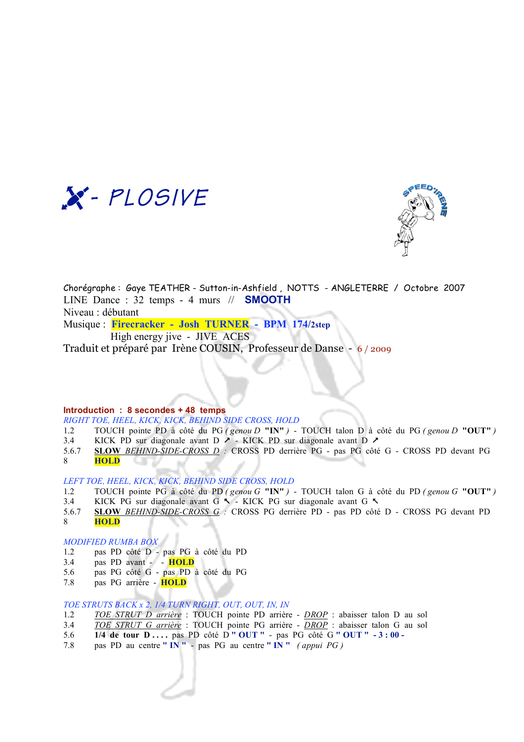# X- PLOSIVE

SPEED'IRENE

Chorégraphe : Gaye TEATHER - Sutton-in-Ashfield , NOTTS - ANGLETERRE / Octobre 2007
LINE Dance : 32 temps - 4 murs // **SMOOTH**
Niveau : débutant
Musique : **Firecracker - Josh TURNER** - **BPM 174/2step**
High energy jive - JIVE ACES
Traduit et préparé par Irène COUSIN, Professeur de Danse - 6 / 2009

**Introduction : 8 secondes + 48 temps**

*RIGHT TOE, HEEL, KICK, KICK, BEHIND SIDE CROSS, HOLD*

1.2 TOUCH pointe PD à côté du PG *( genou D* **"IN"** *)* - TOUCH talon D à côté du PG *( genou D* **"OUT"** *)*
3.4 KICK PD sur diagonale avant D ↗ - KICK PD sur diagonale avant D ↗
5.6.7 **SLOW** *BEHIND-SIDE-CROSS D* : CROSS PD derrière PG - pas PG côté G - CROSS PD devant PG
8 **HOLD**

*LEFT TOE, HEEL, KICK, KICK, BEHIND SIDE CROSS, HOLD*

1.2 TOUCH pointe PG à côté du PD *( genou G* **"IN"** *)* - TOUCH talon G à côté du PD *( genou G* **"OUT"** *)*
3.4 KICK PG sur diagonale avant G ↖ - KICK PG sur diagonale avant G ↖
5.6.7 **SLOW** *BEHIND-SIDE-CROSS G* : CROSS PG derrière PD - pas PD côté D - CROSS PG devant PD
8 **HOLD**

*MODIFIED RUMBA BOX*

1.2 pas PD côté D - pas PG à côté du PD
3.4 pas PD avant - - **HOLD**
5.6 pas PG côté G - pas PD à côté du PG
7.8 pas PG arrière - **HOLD**

*TOE STRUTS BACK x 2, 1/4 TURN RIGHT, OUT, OUT, IN, IN*

1.2 *TOE STRUT D arrière* : TOUCH pointe PD arrière - *DROP* : abaisser talon D au sol
3.4 *TOE STRUT G arrière* : TOUCH pointe PG arrière - *DROP* : abaisser talon G au sol
5.6 **1/4 de tour D . . . .** pas PD côté D **" OUT "** - pas PG côté G **" OUT "** **- 3 : 00 -**
7.8 pas PD au centre **" IN "** - pas PG au centre **" IN "** *( appui PG )*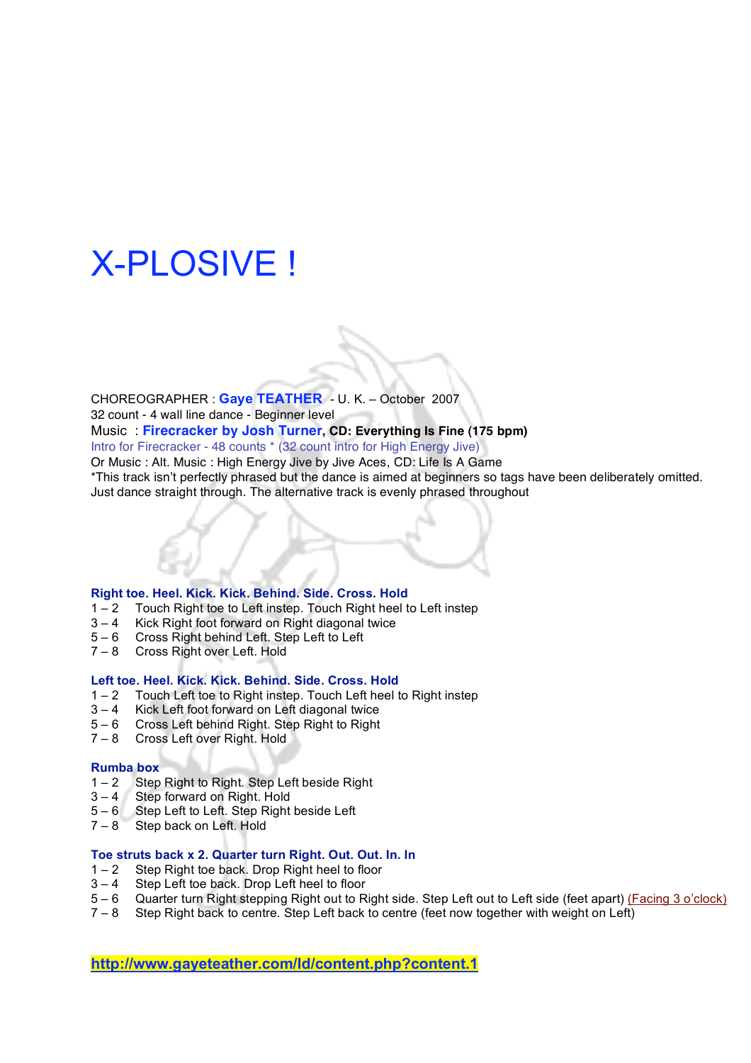# X-PLOSIVE !

CHOREOGRAPHER : **Gaye TEATHER** - U. K. – October 2007
32 count - 4 wall line dance - Beginner level
Music : **Firecracker by Josh Turner, CD: Everything Is Fine (175 bpm)**
Intro for Firecracker - 48 counts * (32 count intro for High Energy Jive)
Or Music : Alt. Music : High Energy Jive by Jive Aces, CD: Life Is A Game
*This track isn't perfectly phrased but the dance is aimed at beginners so tags have been deliberately omitted. Just dance straight through. The alternative track is evenly phrased throughout

**Right toe. Heel. Kick. Kick. Behind. Side. Cross. Hold**

1 – 2 Touch Right toe to Left instep. Touch Right heel to Left instep
3 – 4 Kick Right foot forward on Right diagonal twice
5 – 6 Cross Right behind Left. Step Left to Left
7 – 8 Cross Right over Left. Hold

**Left toe. Heel. Kick. Kick. Behind. Side. Cross. Hold**

1 – 2 Touch Left toe to Right instep. Touch Left heel to Right instep
3 – 4 Kick Left foot forward on Left diagonal twice
5 – 6 Cross Left behind Right. Step Right to Right
7 – 8 Cross Left over Right. Hold

**Rumba box**

1 – 2 Step Right to Right. Step Left beside Right
3 – 4 Step forward on Right. Hold
5 – 6 Step Left to Left. Step Right beside Left
7 – 8 Step back on Left. Hold

**Toe struts back x 2. Quarter turn Right. Out. Out. In. In**

1 – 2 Step Right toe back. Drop Right heel to floor
3 – 4 Step Left toe back. Drop Left heel to floor
5 – 6 Quarter turn Right stepping Right out to Right side. Step Left out to Left side (feet apart) (Facing 3 o'clock)
7 – 8 Step Right back to centre. Step Left back to centre (feet now together with weight on Left)

**http://www.gayeteather.com/ld/content.php?content.1**